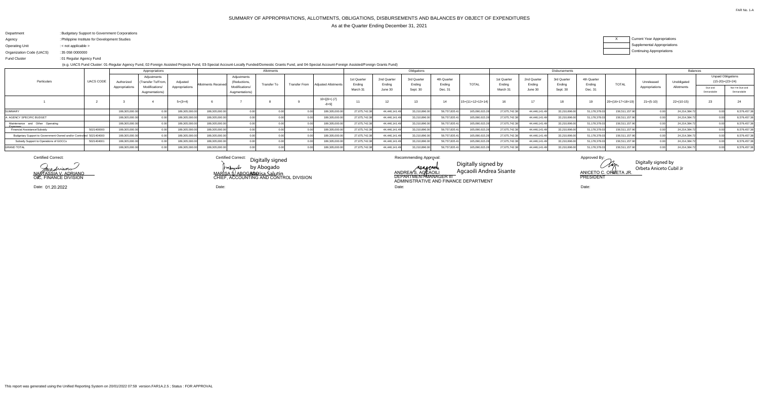FAR No. 1-A

# SUMMARY OF APPROPRIATIONS, ALLOTMENTS, OBLIGATIONS, DISBURSEMENTS AND BALANCES BY OBJECT OF EXPENDITURES

As at the Quarter Ending December 31, 2021

Department : Budgetary Support to Government Corporations
Agency : Philippine Institute for Development Studies
Operating Unit : < not applicable >
Organization Code (UACS) : 35 058 0000000
Fund Cluster : 01 Regular Agency Fund

(e.g. UACS Fund Cluster: 01-Regular Agency Fund, 02-Foreign Assisted Projects Fund, 03-Special Account-Locally Funded/Domestic Grants Fund, and 04-Special Account-Foreign Assisted/Foreign Grants Fund)

| X | Current Year Appropriations |
|---|---|
| | Supplemental Appropriations |
| | Continuing Appropriations |

| Particulars | UACS CODE | Appropriations | | | Allotments | | | | | Obligations | | | | | Disbursements | | | | | Balances | | | |
|---|---|---|---|---|---|---|---|---|---|---|---|---|---|---|---|---|---|---|---|---|---|---|---|
| | | Authorized Appropriations | Adjustments (Transfer To/From, Modifications/ Augmentations) | Adjusted Appropriations | Allotments Received | Adjustments (Reductions, Modifications/ Augmentations) | Transfer To | Transfer From | Adjusted Allotments | 1st Quarter Ending March 31 | 2nd Quarter Ending June 30 | 3rd Quarter Ending Sept. 30 | 4th Quarter Ending Dec. 31 | TOTAL | 1st Quarter Ending March 31 | 2nd Quarter Ending June 30 | 3rd Quarter Ending Sept. 30 | 4th Quarter Ending Dec. 31 | TOTAL | Unreleased Appropriations | Unobligated Allotments | Unpaid Obligations (15-20)=(23+24) Due and Demandable | Unpaid Obligations (15-20)=(23+24) Not Yet Due and Demandable |
| 1 | 2 | 3 | 4 | 5=(3+4) | 6 | 7 | 8 | 9 | 10=[{6+(-)7}-8+9] | 11 | 12 | 13 | 14 | 15=(11+12+13+14) | 16 | 17 | 18 | 19 | 20=(16+17+18+19) | 21=(5-10) | 22=(10-15) | 23 | 24 |
| SUMMARY | | 189,305,000.00 | 0.00 | 189,305,000.00 | 189,305,000.00 | 0.00 | 0.00 | 0.00 | 189,305,000.00 | 27,675,742.38 | 44,446,141.49 | 33,210,896.00 | 59,757,835.41 | 165,090,615.28 | 27,675,742.38 | 44,446,141.49 | 33,210,896.00 | 51,178,378.03 | 156,511,157.90 | 0.00 | 24,214,384.72 | 0.00 | 8,579,457.38 |
| A. AGENCY SPECIFIC BUDGET | | 189,305,000.00 | 0.00 | 189,305,000.00 | 189,305,000.00 | 0.00 | 0.00 | 0.00 | 189,305,000.00 | 27,675,742.38 | 44,446,141.49 | 33,210,896.00 | 59,757,835.41 | 165,090,615.28 | 27,675,742.38 | 44,446,141.49 | 33,210,896.00 | 51,178,378.03 | 156,511,157.90 | 0.00 | 24,214,384.72 | 0.00 | 8,579,457.38 |
| Maintenance and Other Operating Expenses | | 189,305,000.00 | 0.00 | 189,305,000.00 | 189,305,000.00 | 0.00 | 0.00 | 0.00 | 189,305,000.00 | 27,675,742.38 | 44,446,141.49 | 33,210,896.00 | 59,757,835.41 | 165,090,615.28 | 27,675,742.38 | 44,446,141.49 | 33,210,896.00 | 51,178,378.03 | 156,511,157.90 | 0.00 | 24,214,384.72 | 0.00 | 8,579,457.38 |
| Financial Assistance/Subsidy | 5021400000 | 189,305,000.00 | 0.00 | 189,305,000.00 | 189,305,000.00 | 0.00 | 0.00 | 0.00 | 189,305,000.00 | 27,675,742.38 | 44,446,141.49 | 33,210,896.00 | 59,757,835.41 | 165,090,615.28 | 27,675,742.38 | 44,446,141.49 | 33,210,896.00 | 51,178,378.03 | 156,511,157.90 | 0.00 | 24,214,384.72 | 0.00 | 8,579,457.38 |
| Budgetary Support to Government-Owned and/or Controlled | 5021404000 | 189,305,000.00 | 0.00 | 189,305,000.00 | 189,305,000.00 | 0.00 | 0.00 | 0.00 | 189,305,000.00 | 27,675,742.38 | 44,446,141.49 | 33,210,896.00 | 59,757,835.41 | 165,090,615.28 | 27,675,742.38 | 44,446,141.49 | 33,210,896.00 | 51,178,378.03 | 156,511,157.90 | 0.00 | 24,214,384.72 | 0.00 | 8,579,457.38 |
| Subsidy Support to Operations of GOCCs | 5021404001 | 189,305,000.00 | 0.00 | 189,305,000.00 | 189,305,000.00 | 0.00 | 0.00 | 0.00 | 189,305,000.00 | 27,675,742.38 | 44,446,141.49 | 33,210,896.00 | 59,757,835.41 | 165,090,615.28 | 27,675,742.38 | 44,446,141.49 | 33,210,896.00 | 51,178,378.03 | 156,511,157.90 | 0.00 | 24,214,384.72 | 0.00 | 8,579,457.38 |
| GRAND TOTAL | | 189,305,000.00 | 0.00 | 189,305,000.00 | 189,305,000.00 | 0.00 | 0.00 | 0.00 | 189,305,000.00 | 27,675,742.38 | 44,446,141.49 | 33,210,896.00 | 59,757,835.41 | 165,090,615.28 | 27,675,742.38 | 44,446,141.49 | 33,210,896.00 | 51,178,378.03 | 156,511,157.90 | 0.00 | 24,214,384.72 | 0.00 | 8,579,457.38 |

Certified Correct:

NASTASSIA V. ADRIANO
OIC, FINANCE DIVISION

Date: 01.20.2022

Certified Correct:

Digitally signed by Abogado Marisa Salutin

MARISA S. ABOGADO
CHIEF, ACCOUNTING AND CONTROL DIVISION

Date:

Recommending Approval:

Digitally signed by Agcaoili Andrea Sisante

ANDREA S. AGCAOILI
DEPARTMENT MANAGER III
ADMINISTRATIVE AND FINANCE DEPARTMENT

Date:

Approved By:

Digitally signed by Orbeta Aniceto Cubil Jr

ANICETO C. ORBETA JR.
PRESIDENT

Date:

This report was generated using the Unified Reporting System on 20/01/2022 07:59 version.FAR1A.2.5 ; Status : FOR APPROVAL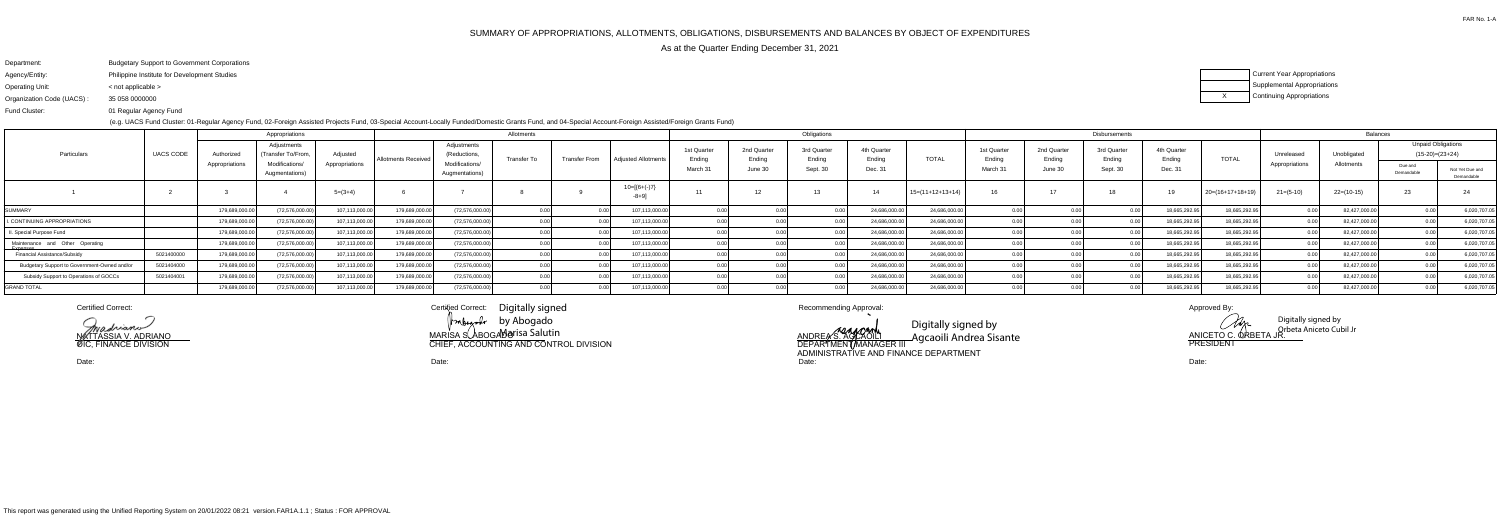FAR No. 1-A

# SUMMARY OF APPROPRIATIONS, ALLOTMENTS, OBLIGATIONS, DISBURSEMENTS AND BALANCES BY OBJECT OF EXPENDITURES

As at the Quarter Ending December 31, 2021

Department: Budgetary Support to Government Corporations
Agency/Entity: Philippine Institute for Development Studies
Operating Unit: < not applicable >
Organization Code (UACS) : 35 058 0000000
Fund Cluster: 01 Regular Agency Fund

(e.g. UACS Fund Cluster: 01-Regular Agency Fund, 02-Foreign Assisted Projects Fund, 03-Special Account-Locally Funded/Domestic Grants Fund, and 04-Special Account-Foreign Assisted/Foreign Grants Fund)

| | Current Year Appropriations |
|---|---|
| | Supplemental Appropriations |
| X | Continuing Appropriations |

| Particulars | UACS CODE | Appropriations | | | Allotments | | | | | Obligations | | | | | Disbursements | | | | | Balances | | | |
|---|---|---|---|---|---|---|---|---|---|---|---|---|---|---|---|---|---|---|---|---|---|---|---|
| | | Authorized Appropriations | Adjustments (Transfer To/From, Modifications/ Augmentations) | Adjusted Appropriations | Allotments Received | Adjustments (Reductions, Modifications/ Augmentations) | Transfer To | Transfer From | Adjusted Allotments | 1st Quarter Ending March 31 | 2nd Quarter Ending June 30 | 3rd Quarter Ending Sept. 30 | 4th Quarter Ending Dec. 31 | TOTAL | 1st Quarter Ending March 31 | 2nd Quarter Ending June 30 | 3rd Quarter Ending Sept. 30 | 4th Quarter Ending Dec. 31 | TOTAL | Unreleased Appropriations | Unobligated Allotments | Unpaid Obligations (15-20)=(23+24) Due and Demandable | Unpaid Obligations (15-20)=(23+24) Not Yet Due and Demandable |
| 1 | 2 | 3 | 4 | 5=(3+4) | 6 | 7 | 8 | 9 | 10=[{6+(-)7}-8+9] | 11 | 12 | 13 | 14 | 15=(11+12+13+14) | 16 | 17 | 18 | 19 | 20=(16+17+18+19) | 21=(5-10) | 22=(10-15) | 23 | 24 |
| SUMMARY | | 179,689,000.00 | (72,576,000.00) | 107,113,000.00 | 179,689,000.00 | (72,576,000.00) | 0.00 | 0.00 | 107,113,000.00 | 0.00 | 0.00 | 0.00 | 24,686,000.00 | 24,686,000.00 | 0.00 | 0.00 | 0.00 | 18,665,292.95 | 18,665,292.95 | 0.00 | 82,427,000.00 | 0.00 | 6,020,707.05 |
| I. CONTINUING APPROPRIATIONS | | 179,689,000.00 | (72,576,000.00) | 107,113,000.00 | 179,689,000.00 | (72,576,000.00) | 0.00 | 0.00 | 107,113,000.00 | 0.00 | 0.00 | 0.00 | 24,686,000.00 | 24,686,000.00 | 0.00 | 0.00 | 0.00 | 18,665,292.95 | 18,665,292.95 | 0.00 | 82,427,000.00 | 0.00 | 6,020,707.05 |
| II. Special Purpose Fund | | 179,689,000.00 | (72,576,000.00) | 107,113,000.00 | 179,689,000.00 | (72,576,000.00) | 0.00 | 0.00 | 107,113,000.00 | 0.00 | 0.00 | 0.00 | 24,686,000.00 | 24,686,000.00 | 0.00 | 0.00 | 0.00 | 18,665,292.95 | 18,665,292.95 | 0.00 | 82,427,000.00 | 0.00 | 6,020,707.05 |
| Maintenance and Other Operating Expenses | | 179,689,000.00 | (72,576,000.00) | 107,113,000.00 | 179,689,000.00 | (72,576,000.00) | 0.00 | 0.00 | 107,113,000.00 | 0.00 | 0.00 | 0.00 | 24,686,000.00 | 24,686,000.00 | 0.00 | 0.00 | 0.00 | 18,665,292.95 | 18,665,292.95 | 0.00 | 82,427,000.00 | 0.00 | 6,020,707.05 |
| Financial Assistance/Subsidy | 5021400000 | 179,689,000.00 | (72,576,000.00) | 107,113,000.00 | 179,689,000.00 | (72,576,000.00) | 0.00 | 0.00 | 107,113,000.00 | 0.00 | 0.00 | 0.00 | 24,686,000.00 | 24,686,000.00 | 0.00 | 0.00 | 0.00 | 18,665,292.95 | 18,665,292.95 | 0.00 | 82,427,000.00 | 0.00 | 6,020,707.05 |
| Budgetary Support to Government-Owned and/or | 5021404000 | 179,689,000.00 | (72,576,000.00) | 107,113,000.00 | 179,689,000.00 | (72,576,000.00) | 0.00 | 0.00 | 107,113,000.00 | 0.00 | 0.00 | 0.00 | 24,686,000.00 | 24,686,000.00 | 0.00 | 0.00 | 0.00 | 18,665,292.95 | 18,665,292.95 | 0.00 | 82,427,000.00 | 0.00 | 6,020,707.05 |
| Subsidy Support to Operations of GOCCs | 5021404001 | 179,689,000.00 | (72,576,000.00) | 107,113,000.00 | 179,689,000.00 | (72,576,000.00) | 0.00 | 0.00 | 107,113,000.00 | 0.00 | 0.00 | 0.00 | 24,686,000.00 | 24,686,000.00 | 0.00 | 0.00 | 0.00 | 18,665,292.95 | 18,665,292.95 | 0.00 | 82,427,000.00 | 0.00 | 6,020,707.05 |
| GRAND TOTAL | | 179,689,000.00 | (72,576,000.00) | 107,113,000.00 | 179,689,000.00 | (72,576,000.00) | 0.00 | 0.00 | 107,113,000.00 | 0.00 | 0.00 | 0.00 | 24,686,000.00 | 24,686,000.00 | 0.00 | 0.00 | 0.00 | 18,665,292.95 | 18,665,292.95 | 0.00 | 82,427,000.00 | 0.00 | 6,020,707.05 |

Certified Correct:
NATTASSIA V. ADRIANO
OIC, FINANCE DIVISION
Date:

Certified Correct: Digitally signed by Abogado Marisa Salutin
MARISA S. ABOGADO
CHIEF, ACCOUNTING AND CONTROL DIVISION
Date:

Recommending Approval:
Digitally signed by Agcaoili Andrea Sisante
ANDREA S. AGCAOILI
DEPARTMENT MANAGER III
ADMINISTRATIVE AND FINANCE DEPARTMENT
Date:

Approved By:
Digitally signed by Orbeta Aniceto Cubil Jr
ANICETO C. ORBETA JR.
PRESIDENT
Date:

This report was generated using the Unified Reporting System on 20/01/2022 08:21 version.FAR1A.1.1 ; Status : FOR APPROVAL